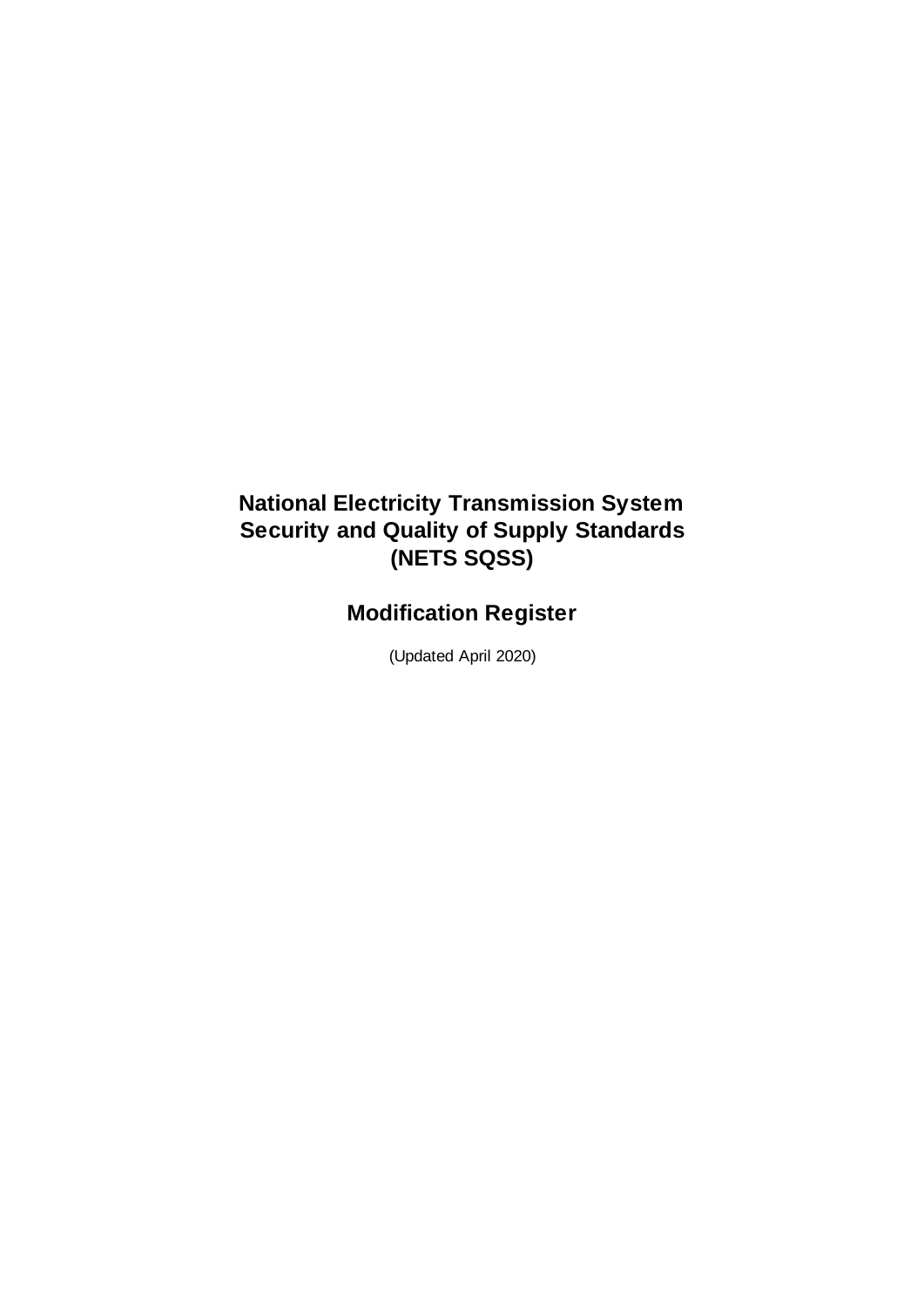# National Electricity Transmission System Security and Quality of Supply Standards (NETS SQSS)

## Modification Register

(Updated April 2020)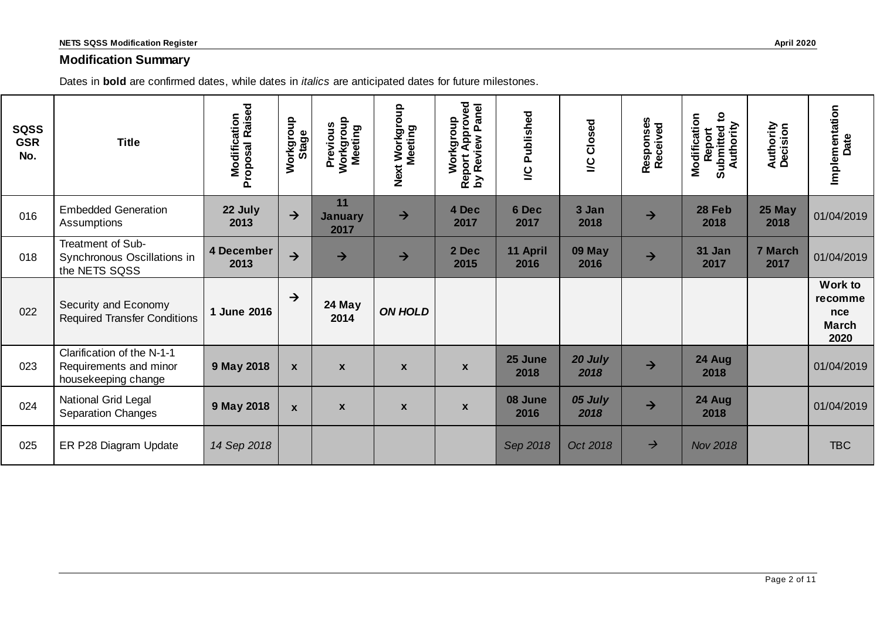## Modification Summary

Dates in **bold** are confirmed dates, while dates in *italics* are anticipated dates for future milestones.

| SQSS GSR No. | Title | Modification Proposal Raised | Workgroup Stage | Previous Workgroup Meeting | Next Workgroup Meeting | Workgroup Report Approved by Review Panel | I/C Published | I/C Closed | Responses Received | Modification Report Submitted to Authority | Authority Decision | Implementation Date |
|---|---|---|---|---|---|---|---|---|---|---|---|---|
| 016 | Embedded Generation Assumptions | **22 July 2013** | → | **11 January 2017** | → | **4 Dec 2017** | **6 Dec 2017** | **3 Jan 2018** | → | **28 Feb 2018** | **25 May 2018** | 01/04/2019 |
| 018 | Treatment of Sub-Synchronous Oscillations in the NETS SQSS | **4 December 2013** | → | → | → | **2 Dec 2015** | **11 April 2016** | **09 May 2016** | → | **31 Jan 2017** | **7 March 2017** | 01/04/2019 |
| 022 | Security and Economy Required Transfer Conditions | **1 June 2016** | → | **24 May 2014** | ***ON HOLD*** | | | | | | | **Work to recommence March 2020** |
| 023 | Clarification of the N-1-1 Requirements and minor housekeeping change | **9 May 2018** | **x** | **x** | **x** | **x** | **25 June 2018** | ***20 July 2018*** | → | **24 Aug 2018** | | 01/04/2019 |
| 024 | National Grid Legal Separation Changes | **9 May 2018** | **x** | **x** | **x** | **x** | **08 June 2016** | ***05 July 2018*** | → | **24 Aug 2018** | | 01/04/2019 |
| 025 | ER P28 Diagram Update | *14 Sep 2018* | | | | | *Sep 2018* | *Oct 2018* | → | *Nov 2018* | | TBC |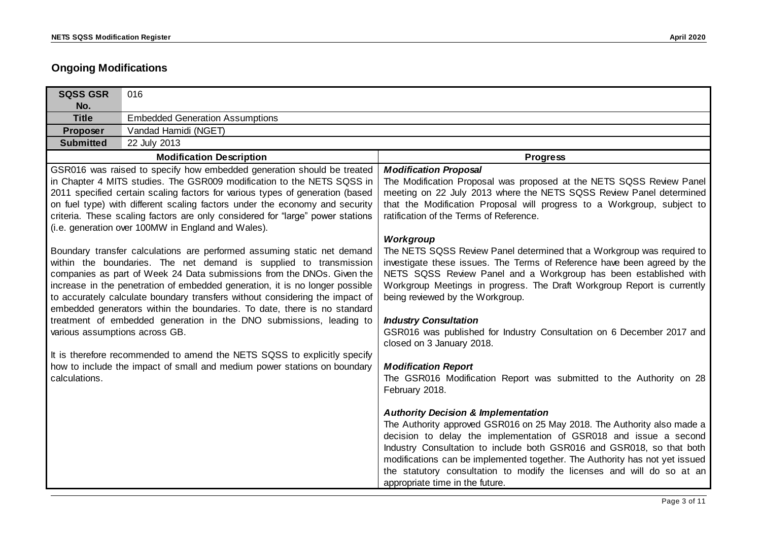## Ongoing Modifications

| SQSS GSR No. | 016 |
|---|---|
| Title | Embedded Generation Assumptions |
| Proposer | Vandad Hamidi (NGET) |
| Submitted | 22 July 2013 |

| Modification Description | Progress |
|---|---|
| GSR016 was raised to specify how embedded generation should be treated in Chapter 4 MITS studies. The GSR009 modification to the NETS SQSS in 2011 specified certain scaling factors for various types of generation (based on fuel type) with different scaling factors under the economy and security criteria. These scaling factors are only considered for "large" power stations (i.e. generation over 100MW in England and Wales).<br><br>Boundary transfer calculations are performed assuming static net demand within the boundaries. The net demand is supplied to transmission companies as part of Week 24 Data submissions from the DNOs. Given the increase in the penetration of embedded generation, it is no longer possible to accurately calculate boundary transfers without considering the impact of embedded generators within the boundaries. To date, there is no standard treatment of embedded generation in the DNO submissions, leading to various assumptions across GB.<br><br>It is therefore recommended to amend the NETS SQSS to explicitly specify how to include the impact of small and medium power stations on boundary calculations. | ***Modification Proposal***<br>The Modification Proposal was proposed at the NETS SQSS Review Panel meeting on 22 July 2013 where the NETS SQSS Review Panel determined that the Modification Proposal will progress to a Workgroup, subject to ratification of the Terms of Reference.<br><br>***Workgroup***<br>The NETS SQSS Review Panel determined that a Workgroup was required to investigate these issues. The Terms of Reference have been agreed by the NETS SQSS Review Panel and a Workgroup has been established with Workgroup Meetings in progress. The Draft Workgroup Report is currently being reviewed by the Workgroup.<br><br>***Industry Consultation***<br>GSR016 was published for Industry Consultation on 6 December 2017 and closed on 3 January 2018.<br><br>***Modification Report***<br>The GSR016 Modification Report was submitted to the Authority on 28 February 2018.<br><br>***Authority Decision & Implementation***<br>The Authority approved GSR016 on 25 May 2018. The Authority also made a decision to delay the implementation of GSR018 and issue a second Industry Consultation to include both GSR016 and GSR018, so that both modifications can be implemented together. The Authority has not yet issued the statutory consultation to modify the licenses and will do so at an appropriate time in the future. |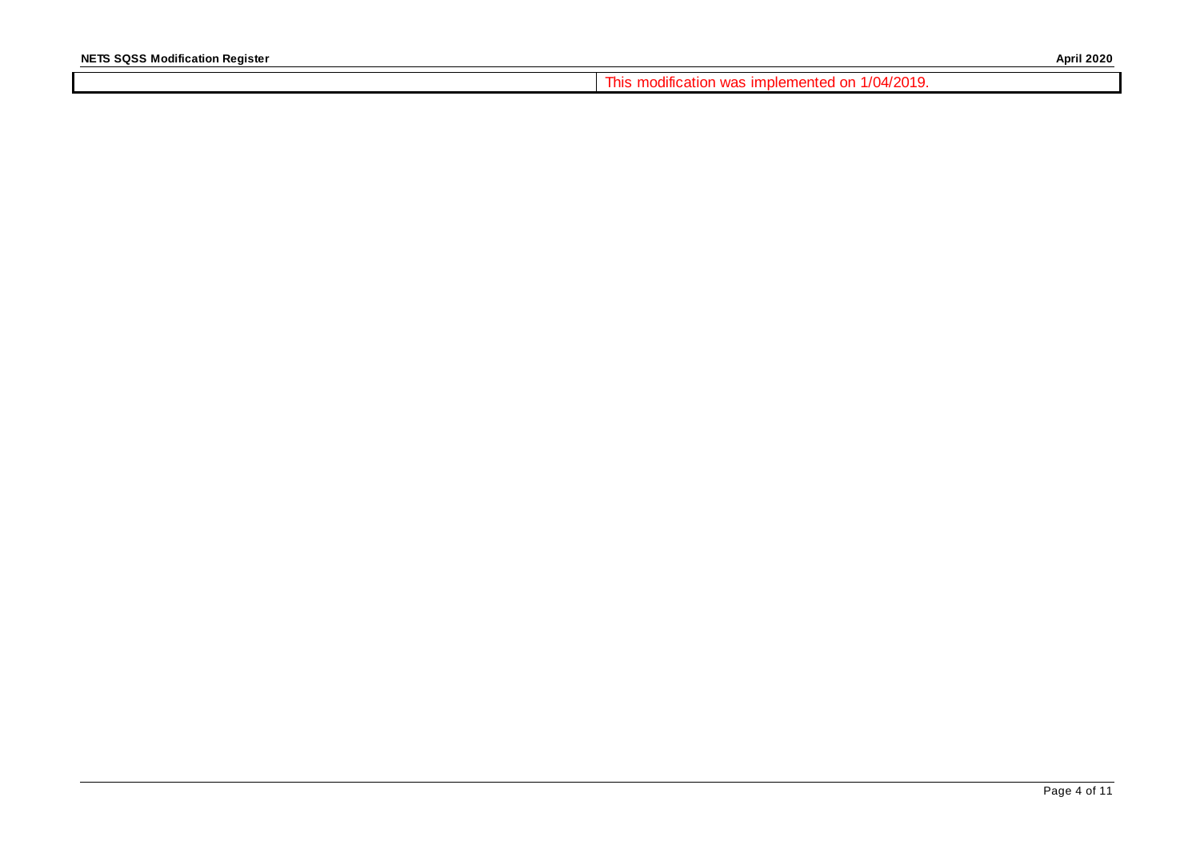| | |
| --- | --- |
| | This modification was implemented on 1/04/2019. |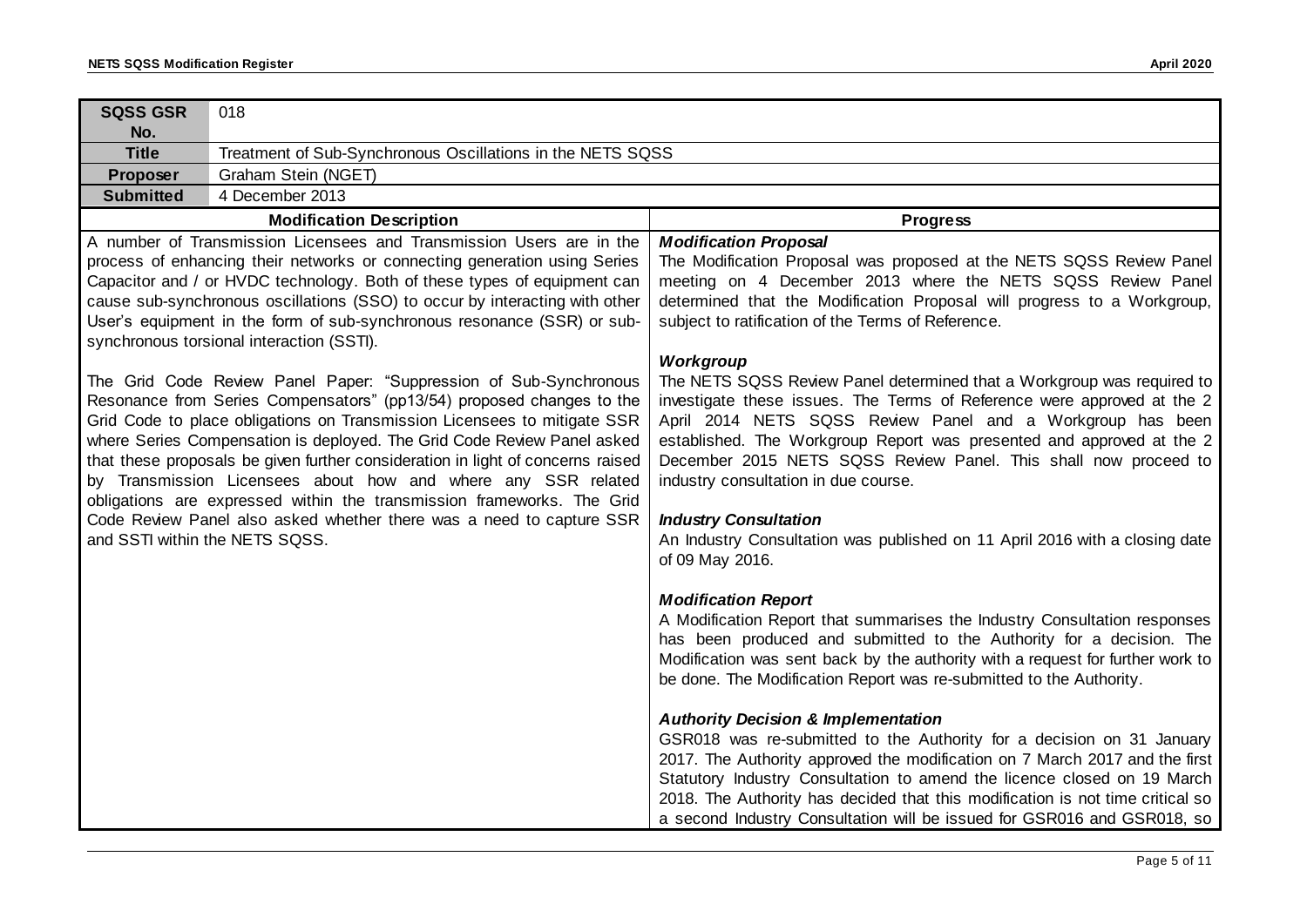| SQSS GSR No. | 018 |
|---|---|
| Title | Treatment of Sub-Synchronous Oscillations in the NETS SQSS |
| Proposer | Graham Stein (NGET) |
| Submitted | 4 December 2013 |

| Modification Description | Progress |
|---|---|
| A number of Transmission Licensees and Transmission Users are in the process of enhancing their networks or connecting generation using Series Capacitor and / or HVDC technology. Both of these types of equipment can cause sub-synchronous oscillations (SSO) to occur by interacting with other User's equipment in the form of sub-synchronous resonance (SSR) or sub-synchronous torsional interaction (SSTI).<br><br>The Grid Code Review Panel Paper: "Suppression of Sub-Synchronous Resonance from Series Compensators" (pp13/54) proposed changes to the Grid Code to place obligations on Transmission Licensees to mitigate SSR where Series Compensation is deployed. The Grid Code Review Panel asked that these proposals be given further consideration in light of concerns raised by Transmission Licensees about how and where any SSR related obligations are expressed within the transmission frameworks. The Grid Code Review Panel also asked whether there was a need to capture SSR and SSTI within the NETS SQSS. | ***Modification Proposal***<br>The Modification Proposal was proposed at the NETS SQSS Review Panel meeting on 4 December 2013 where the NETS SQSS Review Panel determined that the Modification Proposal will progress to a Workgroup, subject to ratification of the Terms of Reference.<br><br>***Workgroup***<br>The NETS SQSS Review Panel determined that a Workgroup was required to investigate these issues. The Terms of Reference were approved at the 2 April 2014 NETS SQSS Review Panel and a Workgroup has been established. The Workgroup Report was presented and approved at the 2 December 2015 NETS SQSS Review Panel. This shall now proceed to industry consultation in due course.<br><br>***Industry Consultation***<br>An Industry Consultation was published on 11 April 2016 with a closing date of 09 May 2016.<br><br>***Modification Report***<br>A Modification Report that summarises the Industry Consultation responses has been produced and submitted to the Authority for a decision. The Modification was sent back by the authority with a request for further work to be done. The Modification Report was re-submitted to the Authority.<br><br>***Authority Decision & Implementation***<br>GSR018 was re-submitted to the Authority for a decision on 31 January 2017. The Authority approved the modification on 7 March 2017 and the first Statutory Industry Consultation to amend the licence closed on 19 March 2018. The Authority has decided that this modification is not time critical so a second Industry Consultation will be issued for GSR016 and GSR018, so |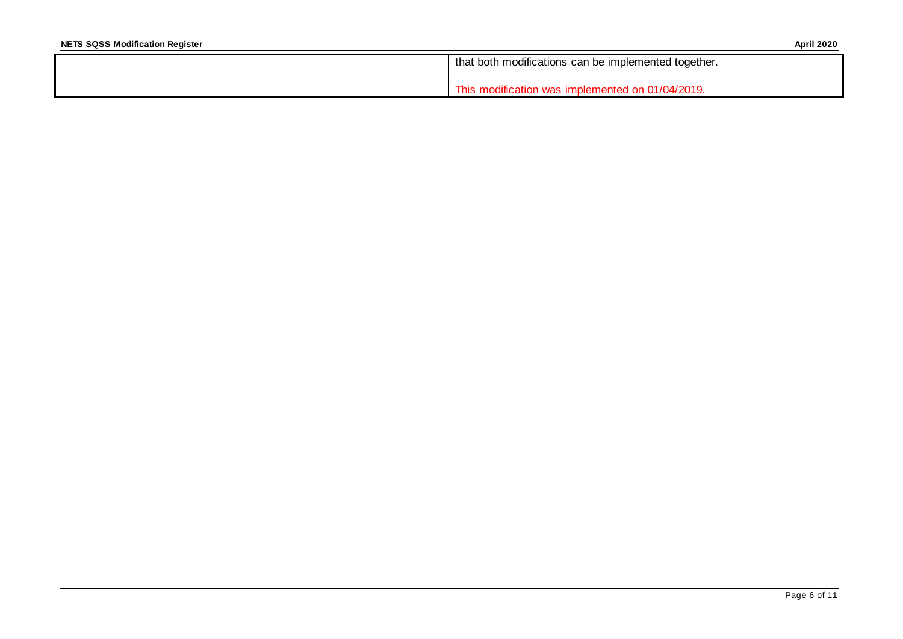| | |
|---|---|
| | that both modifications can be implemented together.<br><br>This modification was implemented on 01/04/2019. |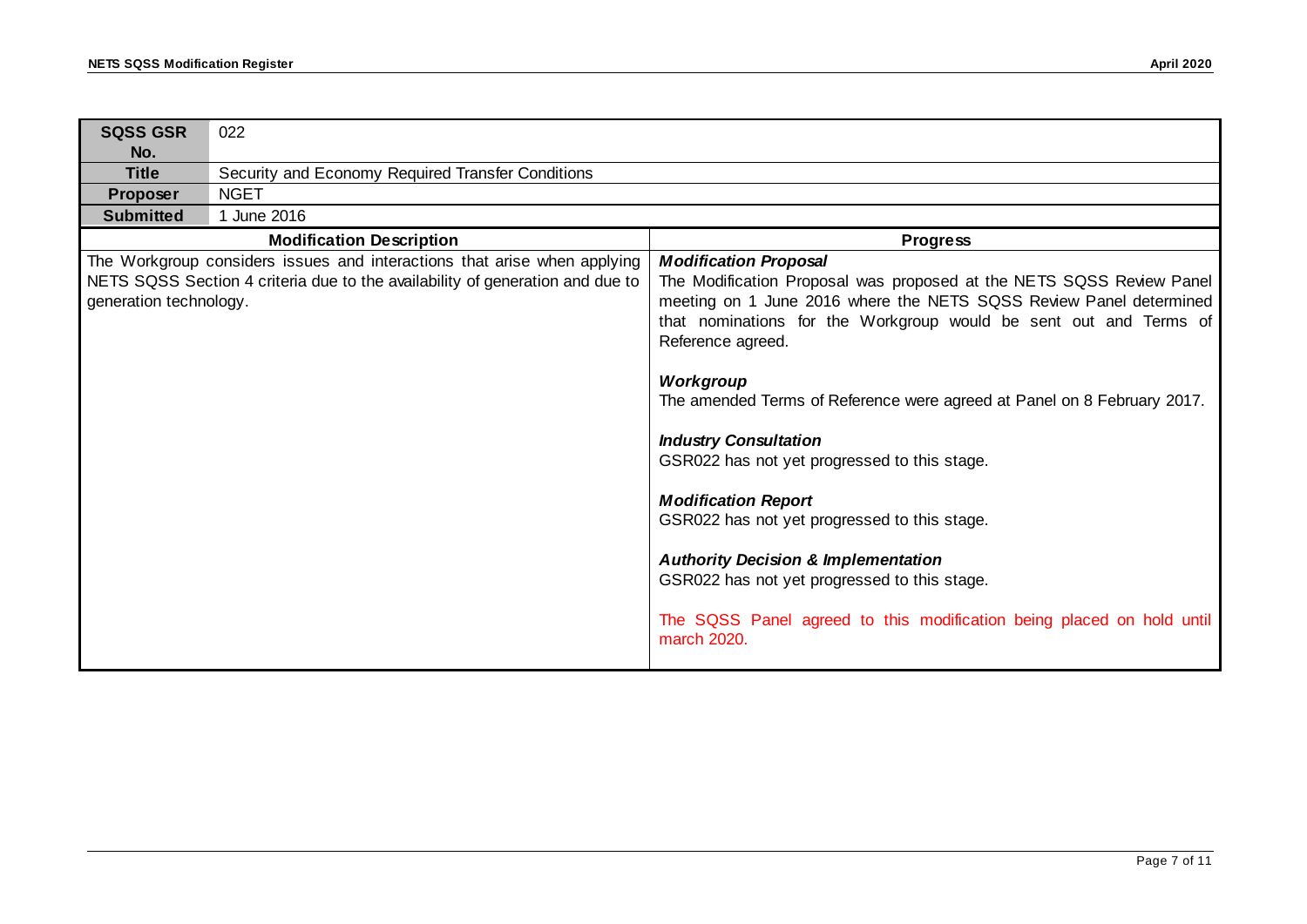| **SQSS GSR No.** | 022 |
|---|---|
| **Title** | Security and Economy Required Transfer Conditions |
| **Proposer** | NGET |
| **Submitted** | 1 June 2016 |

| **Modification Description** | **Progress** |
|---|---|
| The Workgroup considers issues and interactions that arise when applying NETS SQSS Section 4 criteria due to the availability of generation and due to generation technology. | ***Modification Proposal*** <br> The Modification Proposal was proposed at the NETS SQSS Review Panel meeting on 1 June 2016 where the NETS SQSS Review Panel determined that nominations for the Workgroup would be sent out and Terms of Reference agreed. <br><br> ***Workgroup*** <br> The amended Terms of Reference were agreed at Panel on 8 February 2017. <br><br> ***Industry Consultation*** <br> GSR022 has not yet progressed to this stage. <br><br> ***Modification Report*** <br> GSR022 has not yet progressed to this stage. <br><br> ***Authority Decision & Implementation*** <br> GSR022 has not yet progressed to this stage. <br><br> The SQSS Panel agreed to this modification being placed on hold until march 2020. |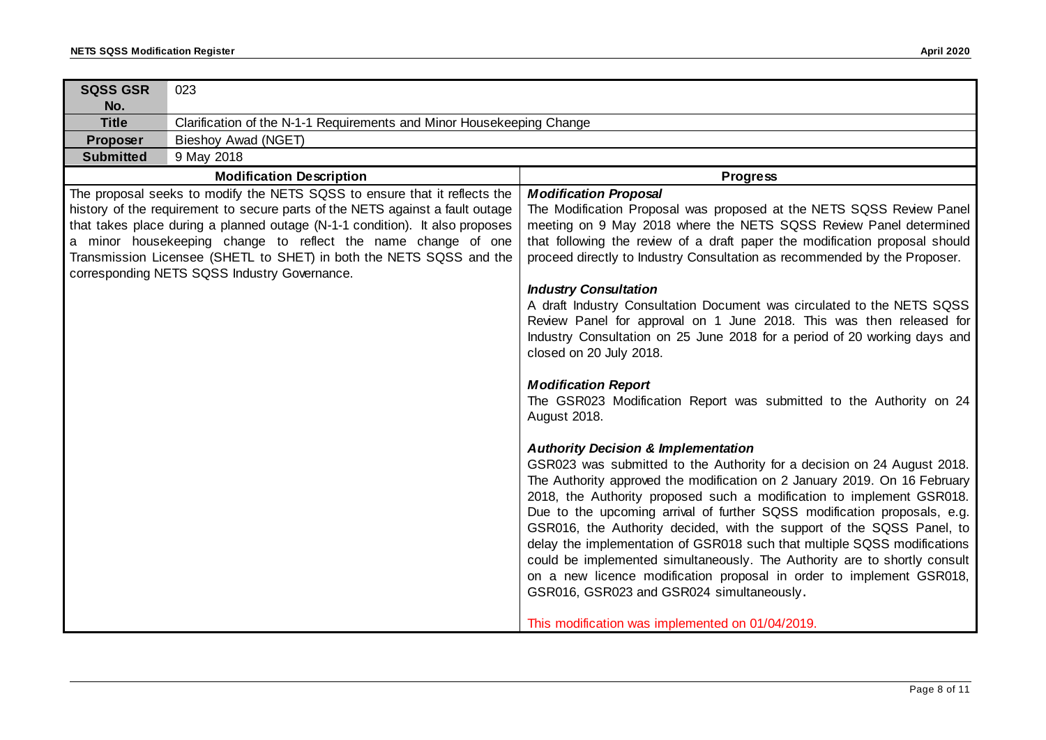| SQSS GSR No. | 023 | |
|---|---|---|
| **Title** | Clarification of the N-1-1 Requirements and Minor Housekeeping Change | |
| **Proposer** | Bieshoy Awad (NGET) | |
| **Submitted** | 9 May 2018 | |
| **Modification Description** | | **Progress** |
| The proposal seeks to modify the NETS SQSS to ensure that it reflects the history of the requirement to secure parts of the NETS against a fault outage that takes place during a planned outage (N-1-1 condition). It also proposes a minor housekeeping change to reflect the name change of one Transmission Licensee (SHETL to SHET) in both the NETS SQSS and the corresponding NETS SQSS Industry Governance. | | ***Modification Proposal***<br>The Modification Proposal was proposed at the NETS SQSS Review Panel meeting on 9 May 2018 where the NETS SQSS Review Panel determined that following the review of a draft paper the modification proposal should proceed directly to Industry Consultation as recommended by the Proposer.<br><br>***Industry Consultation***<br>A draft Industry Consultation Document was circulated to the NETS SQSS Review Panel for approval on 1 June 2018. This was then released for Industry Consultation on 25 June 2018 for a period of 20 working days and closed on 20 July 2018.<br><br>***Modification Report***<br>The GSR023 Modification Report was submitted to the Authority on 24 August 2018.<br><br>***Authority Decision & Implementation***<br>GSR023 was submitted to the Authority for a decision on 24 August 2018. The Authority approved the modification on 2 January 2019. On 16 February 2018, the Authority proposed such a modification to implement GSR018. Due to the upcoming arrival of further SQSS modification proposals, e.g. GSR016, the Authority decided, with the support of the SQSS Panel, to delay the implementation of GSR018 such that multiple SQSS modifications could be implemented simultaneously. The Authority are to shortly consult on a new licence modification proposal in order to implement GSR018, GSR016, GSR023 and GSR024 simultaneously.<br><br>This modification was implemented on 01/04/2019. |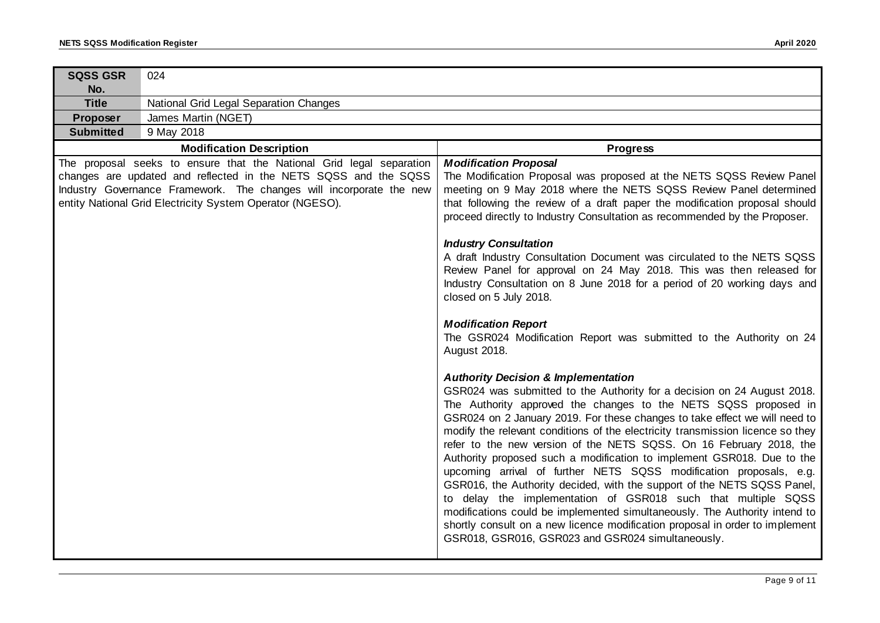| SQSS GSR No. | 024 |
|---|---|
| **Title** | National Grid Legal Separation Changes |
| **Proposer** | James Martin (NGET) |
| **Submitted** | 9 May 2018 |

| Modification Description | Progress |
|---|---|
| The proposal seeks to ensure that the National Grid legal separation changes are updated and reflected in the NETS SQSS and the SQSS Industry Governance Framework. The changes will incorporate the new entity National Grid Electricity System Operator (NGESO). | ***Modification Proposal***<br>The Modification Proposal was proposed at the NETS SQSS Review Panel meeting on 9 May 2018 where the NETS SQSS Review Panel determined that following the review of a draft paper the modification proposal should proceed directly to Industry Consultation as recommended by the Proposer.<br><br>***Industry Consultation***<br>A draft Industry Consultation Document was circulated to the NETS SQSS Review Panel for approval on 24 May 2018. This was then released for Industry Consultation on 8 June 2018 for a period of 20 working days and closed on 5 July 2018.<br><br>***Modification Report***<br>The GSR024 Modification Report was submitted to the Authority on 24 August 2018.<br><br>***Authority Decision & Implementation***<br>GSR024 was submitted to the Authority for a decision on 24 August 2018. The Authority approved the changes to the NETS SQSS proposed in GSR024 on 2 January 2019. For these changes to take effect we will need to modify the relevant conditions of the electricity transmission licence so they refer to the new version of the NETS SQSS. On 16 February 2018, the Authority proposed such a modification to implement GSR018. Due to the upcoming arrival of further NETS SQSS modification proposals, e.g. GSR016, the Authority decided, with the support of the NETS SQSS Panel, to delay the implementation of GSR018 such that multiple SQSS modifications could be implemented simultaneously. The Authority intend to shortly consult on a new licence modification proposal in order to implement GSR018, GSR016, GSR023 and GSR024 simultaneously. |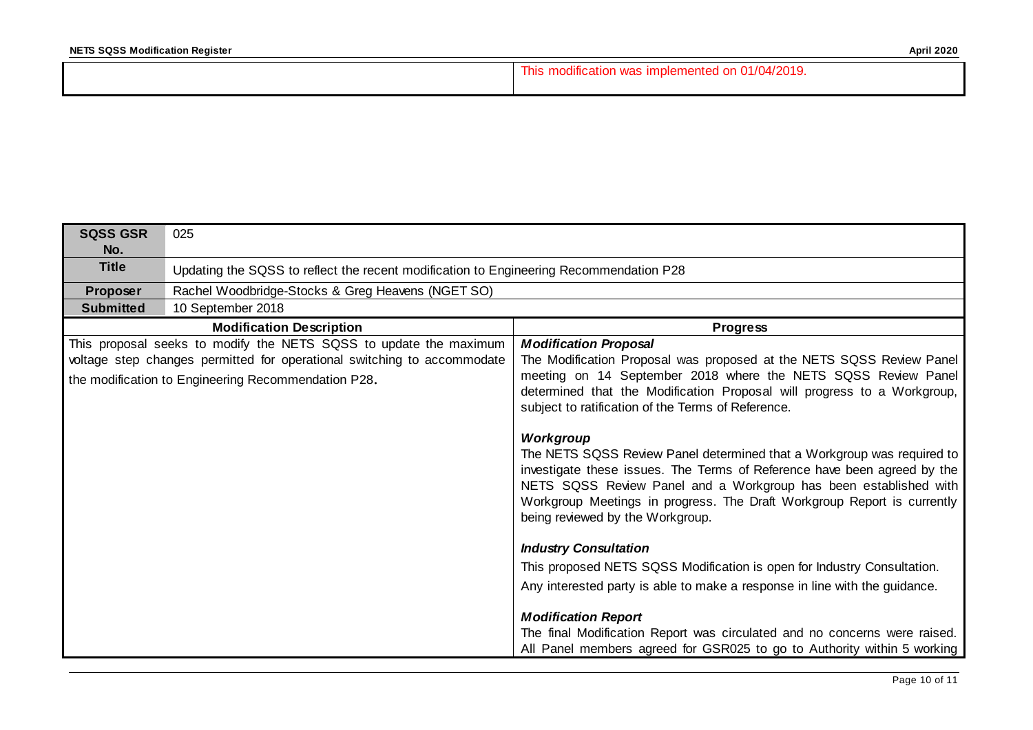| | |
|---|---|
| | This modification was implemented on 01/04/2019. |

| **SQSS GSR No.** | 025 |
|---|---|
| **Title** | Updating the SQSS to reflect the recent modification to Engineering Recommendation P28 |
| **Proposer** | Rachel Woodbridge-Stocks & Greg Heavens (NGET SO) |
| **Submitted** | 10 September 2018 |

| **Modification Description** | **Progress** |
|---|---|
| This proposal seeks to modify the NETS SQSS to update the maximum voltage step changes permitted for operational switching to accommodate the modification to Engineering Recommendation P28. | ***Modification Proposal*** <br> The Modification Proposal was proposed at the NETS SQSS Review Panel meeting on 14 September 2018 where the NETS SQSS Review Panel determined that the Modification Proposal will progress to a Workgroup, subject to ratification of the Terms of Reference. <br><br> ***Workgroup*** <br> The NETS SQSS Review Panel determined that a Workgroup was required to investigate these issues. The Terms of Reference have been agreed by the NETS SQSS Review Panel and a Workgroup has been established with Workgroup Meetings in progress. The Draft Workgroup Report is currently being reviewed by the Workgroup. <br><br> ***Industry Consultation*** <br> This proposed NETS SQSS Modification is open for Industry Consultation. <br> Any interested party is able to make a response in line with the guidance. <br><br> ***Modification Report*** <br> The final Modification Report was circulated and no concerns were raised. All Panel members agreed for GSR025 to go to Authority within 5 working |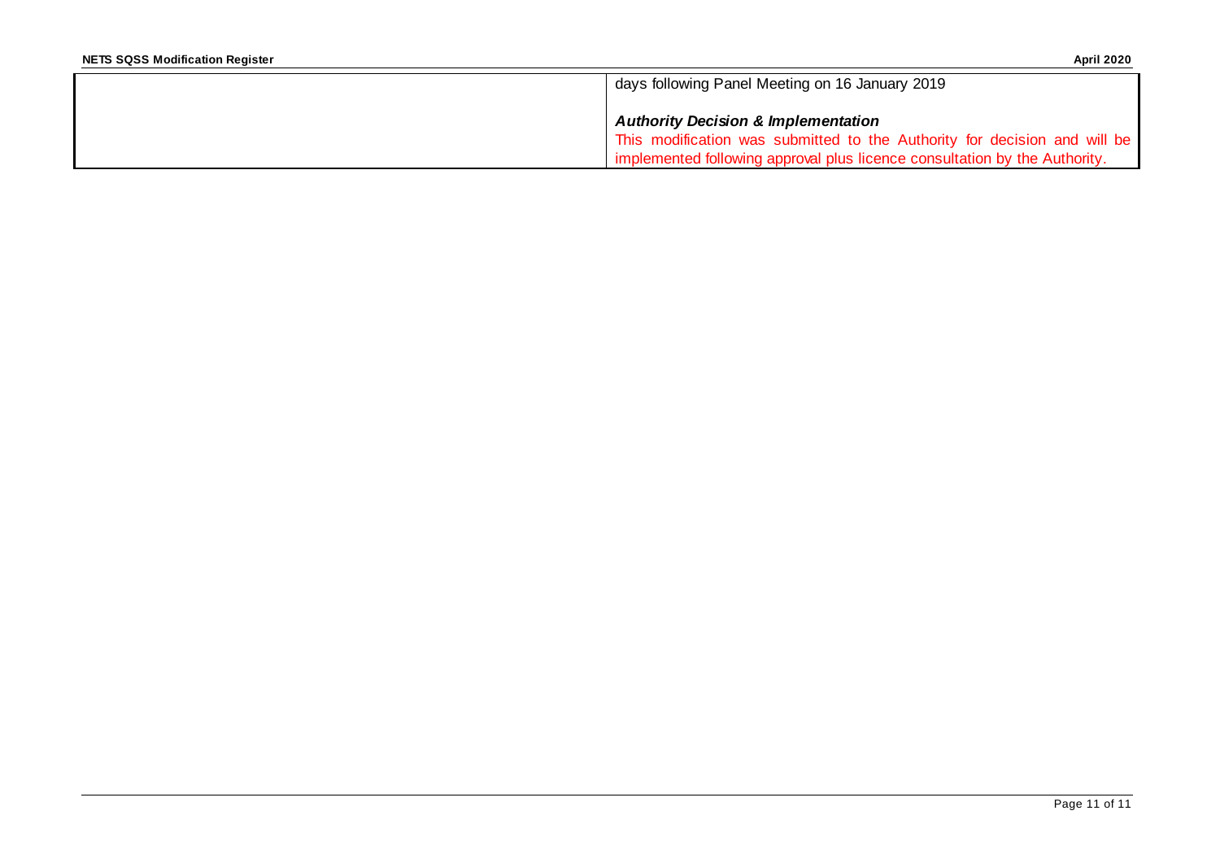| | |
|---|---|
| | days following Panel Meeting on 16 January 2019<br><br>***Authority Decision & Implementation***<br>This modification was submitted to the Authority for decision and will be implemented following approval plus licence consultation by the Authority. |